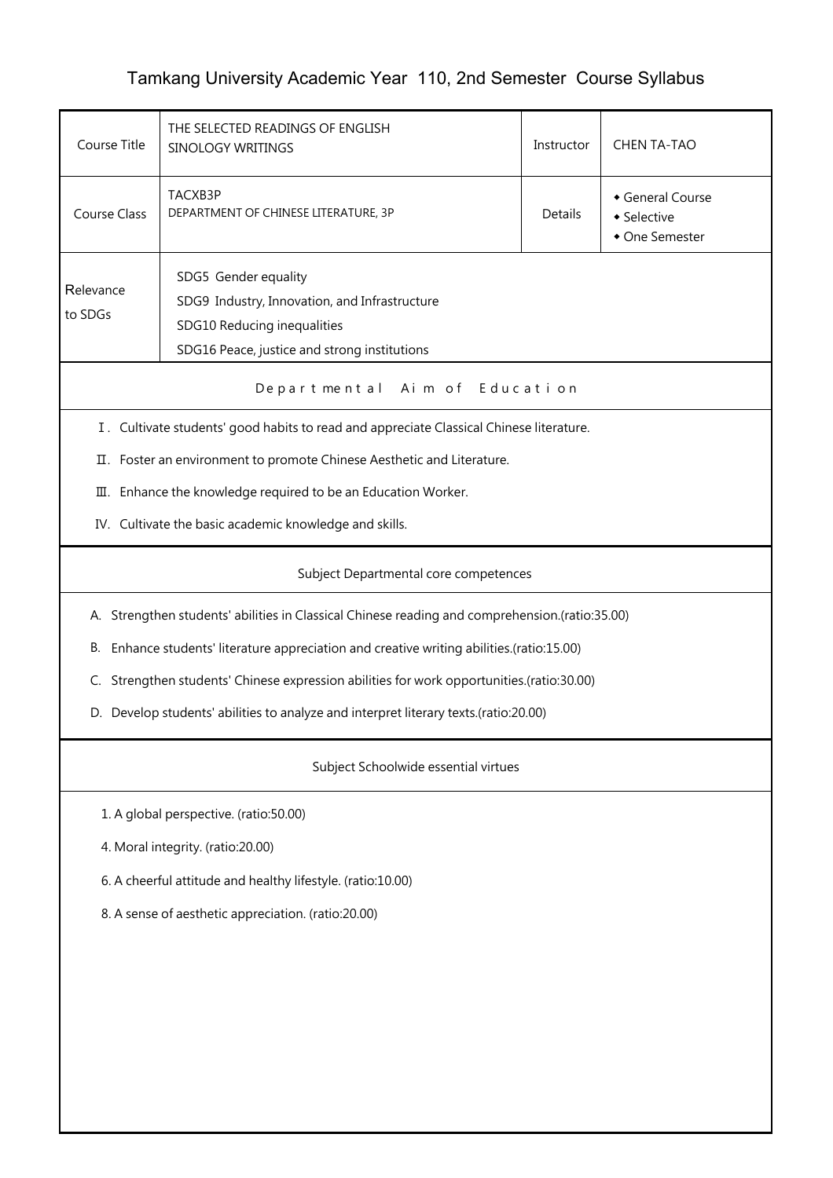# Tamkang University Academic Year 110, 2nd Semester Course Syllabus

| Course Title | THE SELECTED READINGS OF ENGLISH SINOLOGY WRITINGS | Instructor | CHEN TA-TAO |
|---|---|---|---|
| Course Class | TACXB3P<br>DEPARTMENT OF CHINESE LITERATURE, 3P | Details | ◆ General Course<br>◆ Selective<br>◆ One Semester |
| Relevance to SDGs | SDG5 Gender equality<br>SDG9 Industry, Innovation, and Infrastructure<br>SDG10 Reducing inequalities<br>SDG16 Peace, justice and strong institutions | | |

## Departmental Aim of Education

Ⅰ. Cultivate students' good habits to read and appreciate Classical Chinese literature.

Ⅱ. Foster an environment to promote Chinese Aesthetic and Literature.

Ⅲ. Enhance the knowledge required to be an Education Worker.

IV. Cultivate the basic academic knowledge and skills.

## Subject Departmental core competences

A. Strengthen students' abilities in Classical Chinese reading and comprehension.(ratio:35.00)

B. Enhance students' literature appreciation and creative writing abilities.(ratio:15.00)

C. Strengthen students' Chinese expression abilities for work opportunities.(ratio:30.00)

D. Develop students' abilities to analyze and interpret literary texts.(ratio:20.00)

## Subject Schoolwide essential virtues

1. A global perspective. (ratio:50.00)

4. Moral integrity. (ratio:20.00)

6. A cheerful attitude and healthy lifestyle. (ratio:10.00)

8. A sense of aesthetic appreciation. (ratio:20.00)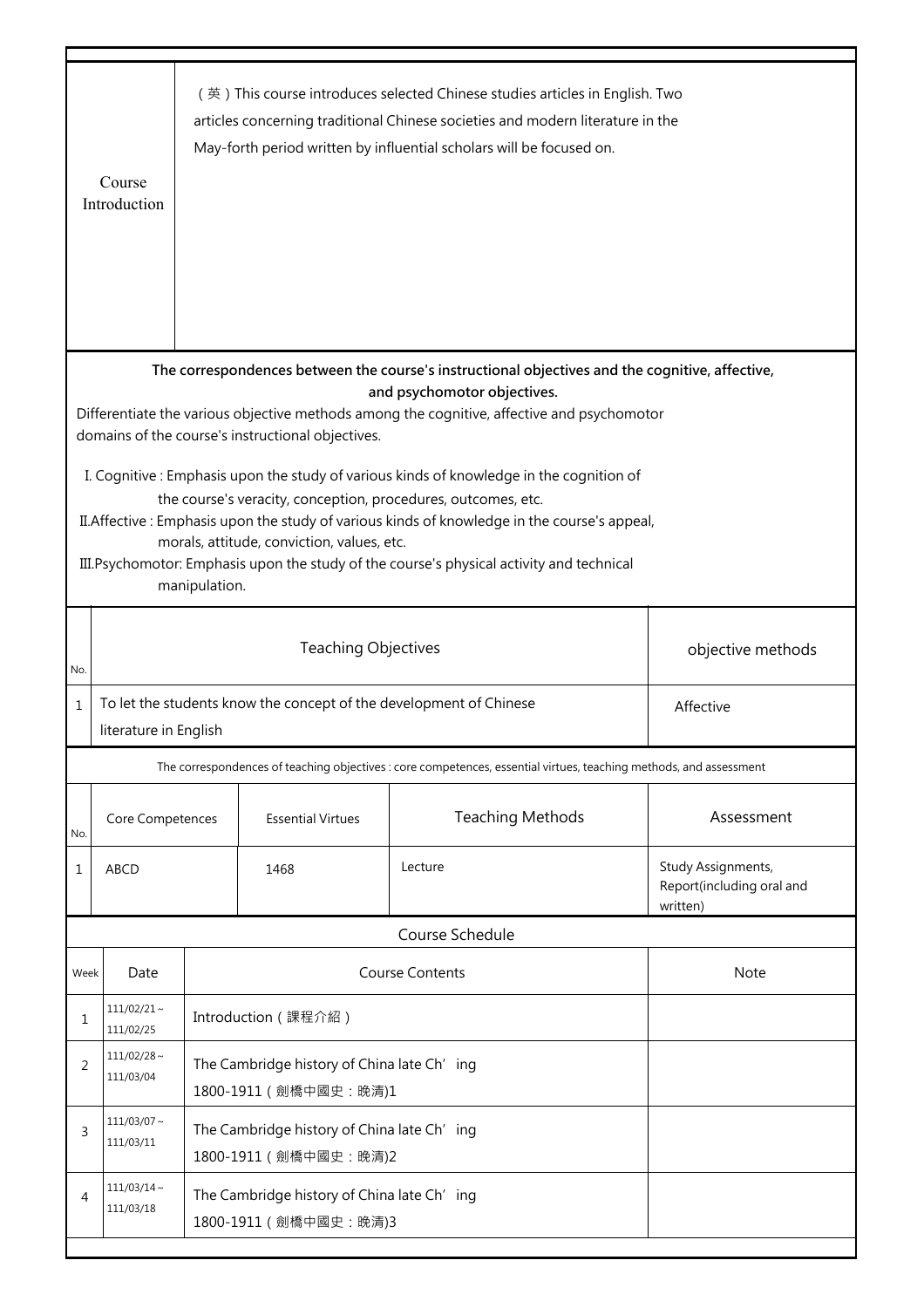| Course Introduction | （英）This course introduces selected Chinese studies articles in English. Two articles concerning traditional Chinese societies and modern literature in the May-forth period written by influential scholars will be focused on. |
| --- | --- |

**The correspondences between the course's instructional objectives and the cognitive, affective, and psychomotor objectives.**

Differentiate the various objective methods among the cognitive, affective and psychomotor domains of the course's instructional objectives.

I. Cognitive : Emphasis upon the study of various kinds of knowledge in the cognition of the course's veracity, conception, procedures, outcomes, etc.

II. Affective : Emphasis upon the study of various kinds of knowledge in the course's appeal, morals, attitude, conviction, values, etc.

III. Psychomotor: Emphasis upon the study of the course's physical activity and technical manipulation.

| No. | Teaching Objectives | objective methods |
| --- | --- | --- |
| 1 | To let the students know the concept of the development of Chinese literature in English | Affective |

The correspondences of teaching objectives : core competences, essential virtues, teaching methods, and assessment

| No. | Core Competences | Essential Virtues | Teaching Methods | Assessment |
| --- | --- | --- | --- | --- |
| 1 | ABCD | 1468 | Lecture | Study Assignments, Report(including oral and written) |

Course Schedule

| Week | Date | Course Contents | Note |
| --- | --- | --- | --- |
| 1 | 111/02/21～111/02/25 | Introduction（課程介紹） | |
| 2 | 111/02/28～111/03/04 | The Cambridge history of China late Ch' ing 1800-1911（劍橋中國史：晚清)1 | |
| 3 | 111/03/07～111/03/11 | The Cambridge history of China late Ch' ing 1800-1911（劍橋中國史：晚清)2 | |
| 4 | 111/03/14～111/03/18 | The Cambridge history of China late Ch' ing 1800-1911（劍橋中國史：晚清)3 | |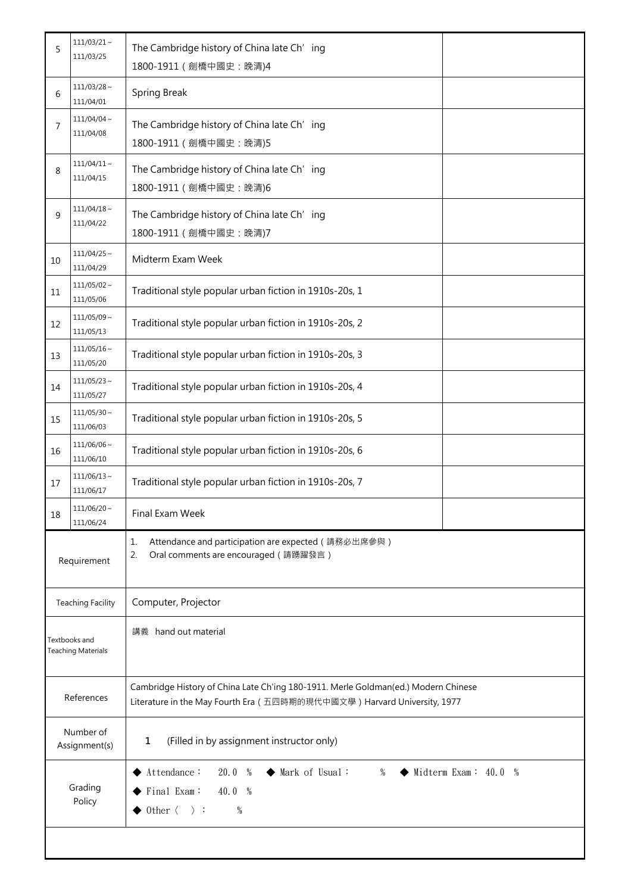| | | | |
|---|---|---|---|
| 5 | 111/03/21～<br>111/03/25 | The Cambridge history of China late Ch' ing<br>1800-1911（劍橋中國史：晚清)4 | |
| 6 | 111/03/28～<br>111/04/01 | Spring Break | |
| 7 | 111/04/04～<br>111/04/08 | The Cambridge history of China late Ch' ing<br>1800-1911（劍橋中國史：晚清)5 | |
| 8 | 111/04/11～<br>111/04/15 | The Cambridge history of China late Ch' ing<br>1800-1911（劍橋中國史：晚清)6 | |
| 9 | 111/04/18～<br>111/04/22 | The Cambridge history of China late Ch' ing<br>1800-1911（劍橋中國史：晚清)7 | |
| 10 | 111/04/25～<br>111/04/29 | Midterm Exam Week | |
| 11 | 111/05/02～<br>111/05/06 | Traditional style popular urban fiction in 1910s-20s, 1 | |
| 12 | 111/05/09～<br>111/05/13 | Traditional style popular urban fiction in 1910s-20s, 2 | |
| 13 | 111/05/16～<br>111/05/20 | Traditional style popular urban fiction in 1910s-20s, 3 | |
| 14 | 111/05/23～<br>111/05/27 | Traditional style popular urban fiction in 1910s-20s, 4 | |
| 15 | 111/05/30～<br>111/06/03 | Traditional style popular urban fiction in 1910s-20s, 5 | |
| 16 | 111/06/06～<br>111/06/10 | Traditional style popular urban fiction in 1910s-20s, 6 | |
| 17 | 111/06/13～<br>111/06/17 | Traditional style popular urban fiction in 1910s-20s, 7 | |
| 18 | 111/06/20～<br>111/06/24 | Final Exam Week | |

| | |
|---|---|
| Requirement | 1. Attendance and participation are expected（請務必出席參與）<br>2. Oral comments are encouraged（請踴躍發言） |
| Teaching Facility | Computer, Projector |
| Textbooks and Teaching Materials | 講義 hand out material |
| References | Cambridge History of China Late Ch'ing 180-1911. Merle Goldman(ed.) Modern Chinese Literature in the May Fourth Era（五四時期的現代中國文學）Harvard University, 1977 |
| Number of Assignment(s) | 1 (Filled in by assignment instructor only) |
| Grading Policy | ◆ Attendance： 20.0 % ◆ Mark of Usual： % ◆ Midterm Exam： 40.0 %<br>◆ Final Exam： 40.0 %<br>◆ Other〈 〉： % |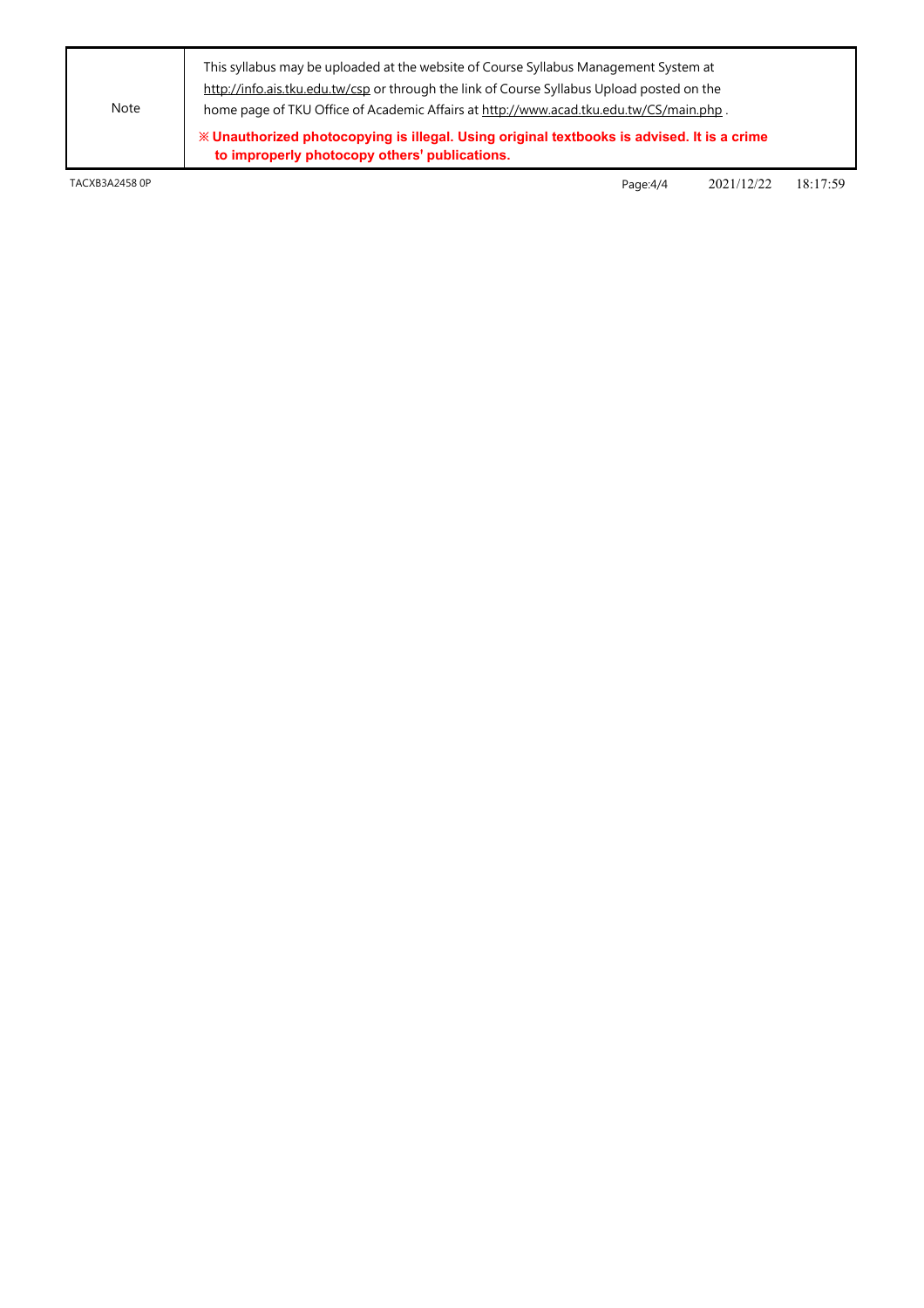| | |
|---|---|
| Note | This syllabus may be uploaded at the website of Course Syllabus Management System at http://info.ais.tku.edu.tw/csp or through the link of Course Syllabus Upload posted on the home page of TKU Office of Academic Affairs at http://www.acad.tku.edu.tw/CS/main.php .<br><br>**※ Unauthorized photocopying is illegal. Using original textbooks is advised. It is a crime to improperly photocopy others' publications.** |